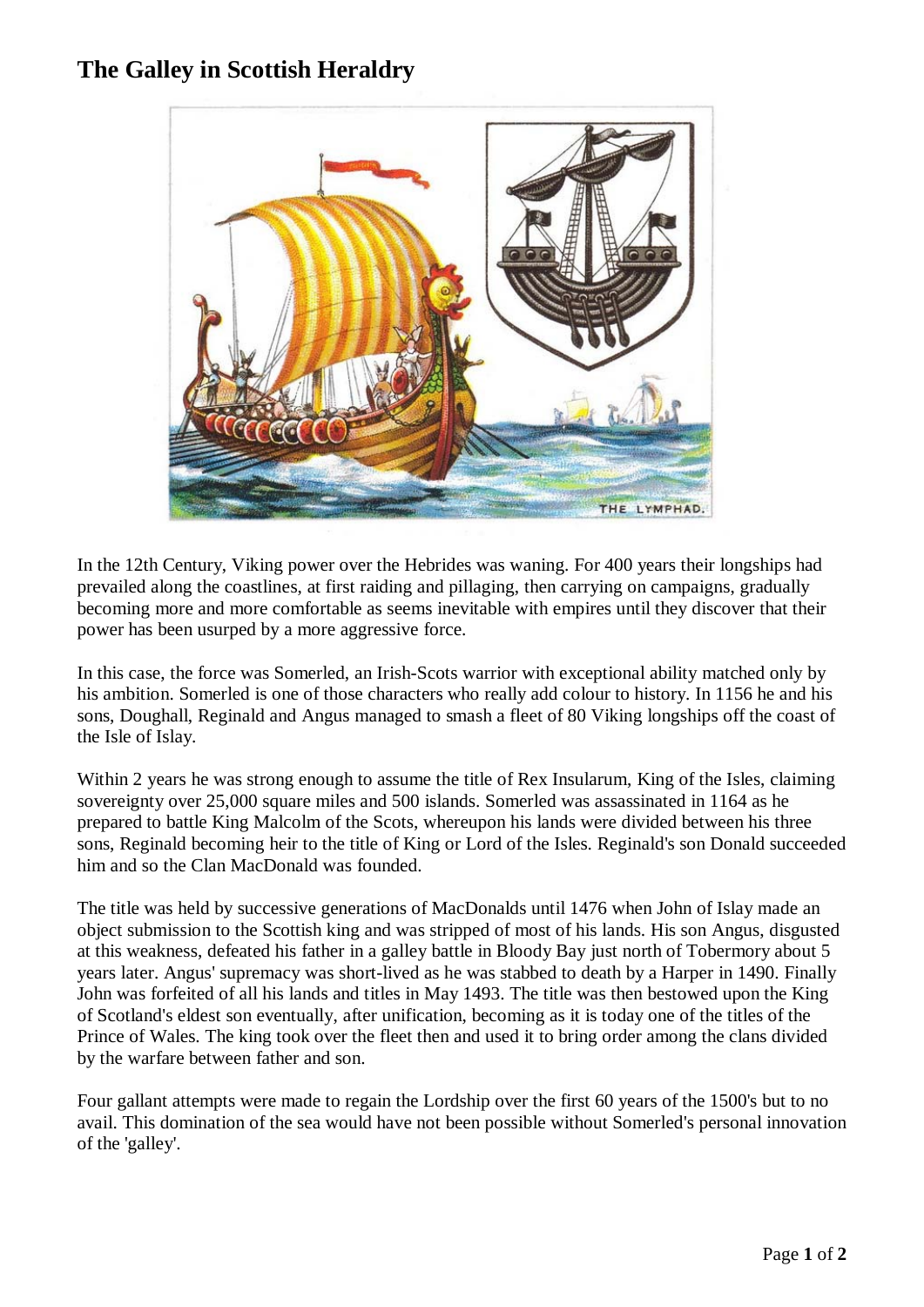# The Galley in Scottish Heraldry

In the 12th Century, Viking power over the Hebrides was waning. For 400 years their longships had prevailed along the coastlines, at first raiding and pillaging, then carrying on campaigns, gradually becoming more and more comfortable as seems inevitable with empires until they discover that their power has been usurped by a more aggressive force.

In this case, the force was Somerled, an Irish-Scots warrior with exceptional ability matched only by his ambition. Somerled is one of those characters who really add colour to history. In 1156 he and his sons, Doughall, Reginald and Angus managed to smash a fleet of 80 Viking longships off the coast of the Isle of Islay.

Within 2 years he was strong enough to assume the title of Rex Insularum, King of the Isles, claiming sovereignty over 25,000 square miles and 500 islands. Somerled was assassinated in 1164 as he prepared to battle King Malcolm of the Scots, whereupon his lands were divided between his three sons, Reginald becoming heir to the title of King or Lord of the Isles. Reginald's son Donald succeeded him and so the Clan MacDonald was founded.

The title was held by successive generations of MacDonalds until 1476 when John of Islay made an object submission to the Scottish king and was stripped of most of his lands. His son Angus, disgusted at this weakness, defeated his father in a galley battle in Bloody Bay just north of Tobermory about 5 years later. Angus' supremacy was short-lived as he was stabbed to death by a Harper in 1490. Finally John was forfeited of all his lands and titles in May 1493. The title was then bestowed upon the King of Scotland's eldest son eventually, after unification, becoming as it is today one of the titles of the Prince of Wales. The king took over the fleet then and used it to bring order among the clans divided by the warfare between father and son.

Four gallant attempts were made to regain the Lordship over the first 60 years of the 1500's but to no avail. This domination of the sea would have not been possible without Somerled's personal innovation of the 'galley'.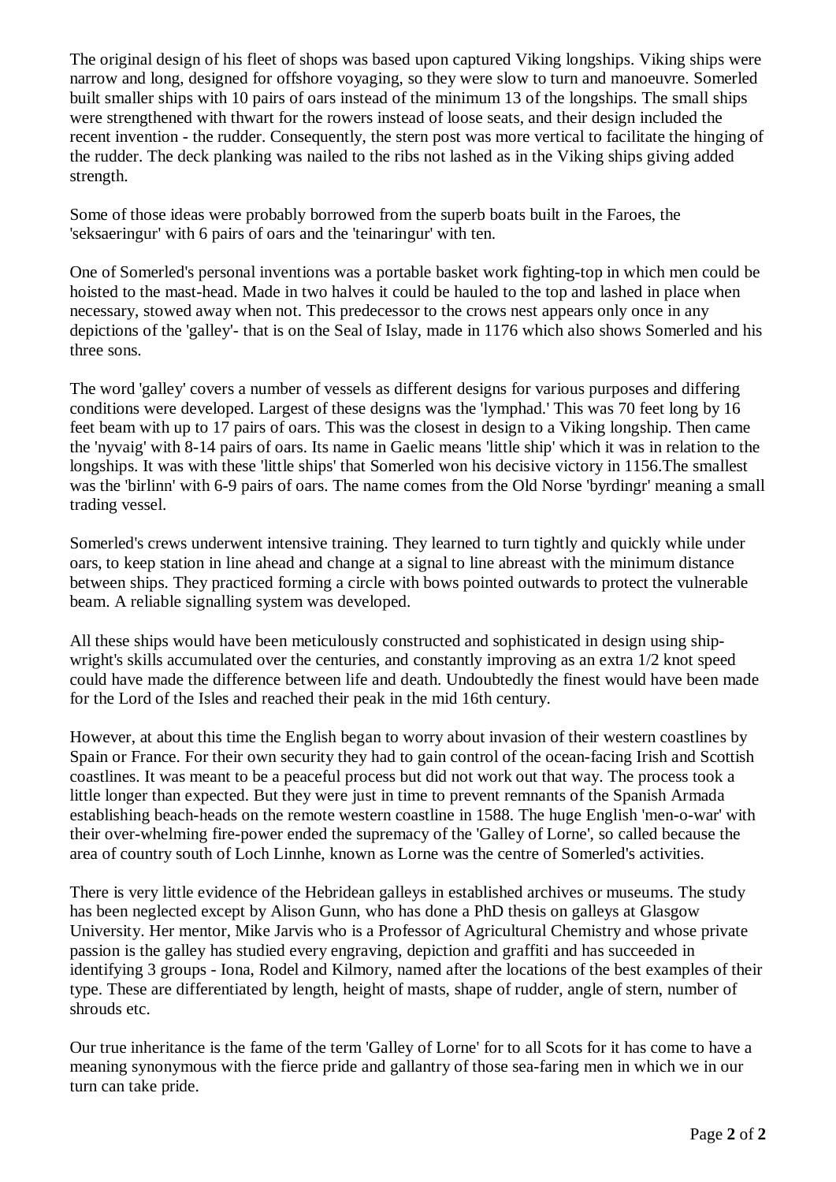The original design of his fleet of shops was based upon captured Viking longships. Viking ships were narrow and long, designed for offshore voyaging, so they were slow to turn and manoeuvre. Somerled built smaller ships with 10 pairs of oars instead of the minimum 13 of the longships. The small ships were strengthened with thwart for the rowers instead of loose seats, and their design included the recent invention - the rudder. Consequently, the stern post was more vertical to facilitate the hinging of the rudder. The deck planking was nailed to the ribs not lashed as in the Viking ships giving added strength.

Some of those ideas were probably borrowed from the superb boats built in the Faroes, the 'seksaeringur' with 6 pairs of oars and the 'teinaringur' with ten.

One of Somerled's personal inventions was a portable basket work fighting-top in which men could be hoisted to the mast-head. Made in two halves it could be hauled to the top and lashed in place when necessary, stowed away when not. This predecessor to the crows nest appears only once in any depictions of the 'galley'- that is on the Seal of Islay, made in 1176 which also shows Somerled and his three sons.

The word 'galley' covers a number of vessels as different designs for various purposes and differing conditions were developed. Largest of these designs was the 'lymphad.' This was 70 feet long by 16 feet beam with up to 17 pairs of oars. This was the closest in design to a Viking longship. Then came the 'nyvaig' with 8-14 pairs of oars. Its name in Gaelic means 'little ship' which it was in relation to the longships. It was with these 'little ships' that Somerled won his decisive victory in 1156.The smallest was the 'birlinn' with 6-9 pairs of oars. The name comes from the Old Norse 'byrdingr' meaning a small trading vessel.

Somerled's crews underwent intensive training. They learned to turn tightly and quickly while under oars, to keep station in line ahead and change at a signal to line abreast with the minimum distance between ships. They practiced forming a circle with bows pointed outwards to protect the vulnerable beam. A reliable signalling system was developed.

All these ships would have been meticulously constructed and sophisticated in design using ship-wright's skills accumulated over the centuries, and constantly improving as an extra 1/2 knot speed could have made the difference between life and death. Undoubtedly the finest would have been made for the Lord of the Isles and reached their peak in the mid 16th century.

However, at about this time the English began to worry about invasion of their western coastlines by Spain or France. For their own security they had to gain control of the ocean-facing Irish and Scottish coastlines. It was meant to be a peaceful process but did not work out that way. The process took a little longer than expected. But they were just in time to prevent remnants of the Spanish Armada establishing beach-heads on the remote western coastline in 1588. The huge English 'men-o-war' with their over-whelming fire-power ended the supremacy of the 'Galley of Lorne', so called because the area of country south of Loch Linnhe, known as Lorne was the centre of Somerled's activities.

There is very little evidence of the Hebridean galleys in established archives or museums. The study has been neglected except by Alison Gunn, who has done a PhD thesis on galleys at Glasgow University. Her mentor, Mike Jarvis who is a Professor of Agricultural Chemistry and whose private passion is the galley has studied every engraving, depiction and graffiti and has succeeded in identifying 3 groups - Iona, Rodel and Kilmory, named after the locations of the best examples of their type. These are differentiated by length, height of masts, shape of rudder, angle of stern, number of shrouds etc.

Our true inheritance is the fame of the term 'Galley of Lorne' for to all Scots for it has come to have a meaning synonymous with the fierce pride and gallantry of those sea-faring men in which we in our turn can take pride.